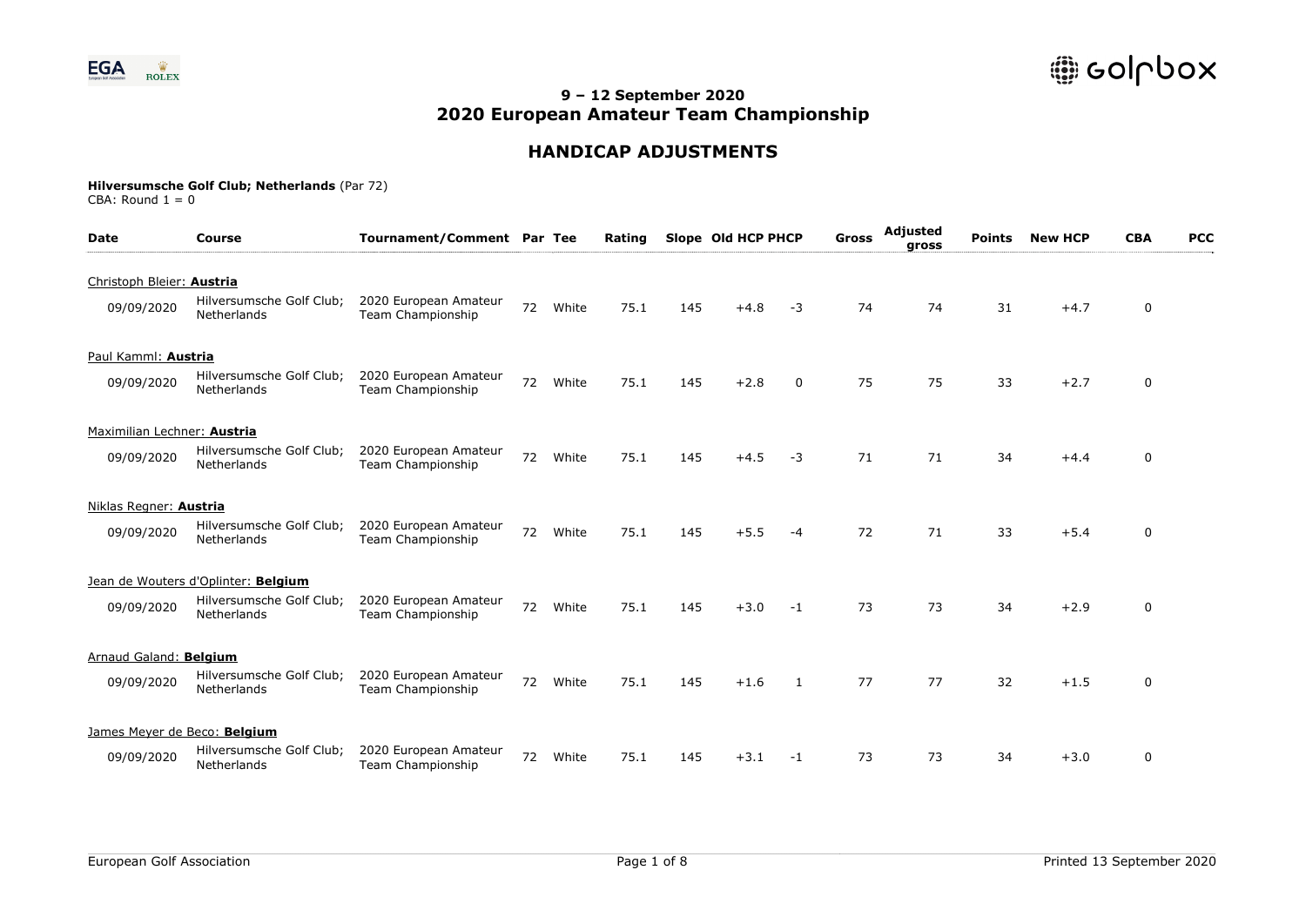# 9 – 12 September 2020
# 2020 European Amateur Team Championship

## HANDICAP ADJUSTMENTS

**Hilversumsche Golf Club; Netherlands** (Par 72)
CBA: Round 1 = 0

| Date | Course | Tournament/Comment | Par | Tee | Rating | Slope | Old HCP | PHCP | Gross | Adjusted gross | Points | New HCP | CBA | PCC |
|---|---|---|---|---|---|---|---|---|---|---|---|---|---|---|
| Christoph Bleier: **Austria** | | | | | | | | | | | | | | |
| 09/09/2020 | Hilversumsche Golf Club; Netherlands | 2020 European Amateur Team Championship | 72 | White | 75.1 | 145 | +4.8 | -3 | 74 | 74 | 31 | +4.7 | 0 | |
| Paul Kamml: **Austria** | | | | | | | | | | | | | | |
| 09/09/2020 | Hilversumsche Golf Club; Netherlands | 2020 European Amateur Team Championship | 72 | White | 75.1 | 145 | +2.8 | 0 | 75 | 75 | 33 | +2.7 | 0 | |
| Maximilian Lechner: **Austria** | | | | | | | | | | | | | | |
| 09/09/2020 | Hilversumsche Golf Club; Netherlands | 2020 European Amateur Team Championship | 72 | White | 75.1 | 145 | +4.5 | -3 | 71 | 71 | 34 | +4.4 | 0 | |
| Niklas Regner: **Austria** | | | | | | | | | | | | | | |
| 09/09/2020 | Hilversumsche Golf Club; Netherlands | 2020 European Amateur Team Championship | 72 | White | 75.1 | 145 | +5.5 | -4 | 72 | 71 | 33 | +5.4 | 0 | |
| Jean de Wouters d'Oplinter: **Belgium** | | | | | | | | | | | | | | |
| 09/09/2020 | Hilversumsche Golf Club; Netherlands | 2020 European Amateur Team Championship | 72 | White | 75.1 | 145 | +3.0 | -1 | 73 | 73 | 34 | +2.9 | 0 | |
| Arnaud Galand: **Belgium** | | | | | | | | | | | | | | |
| 09/09/2020 | Hilversumsche Golf Club; Netherlands | 2020 European Amateur Team Championship | 72 | White | 75.1 | 145 | +1.6 | 1 | 77 | 77 | 32 | +1.5 | 0 | |
| James Meyer de Beco: **Belgium** | | | | | | | | | | | | | | |
| 09/09/2020 | Hilversumsche Golf Club; Netherlands | 2020 European Amateur Team Championship | 72 | White | 75.1 | 145 | +3.1 | -1 | 73 | 73 | 34 | +3.0 | 0 | |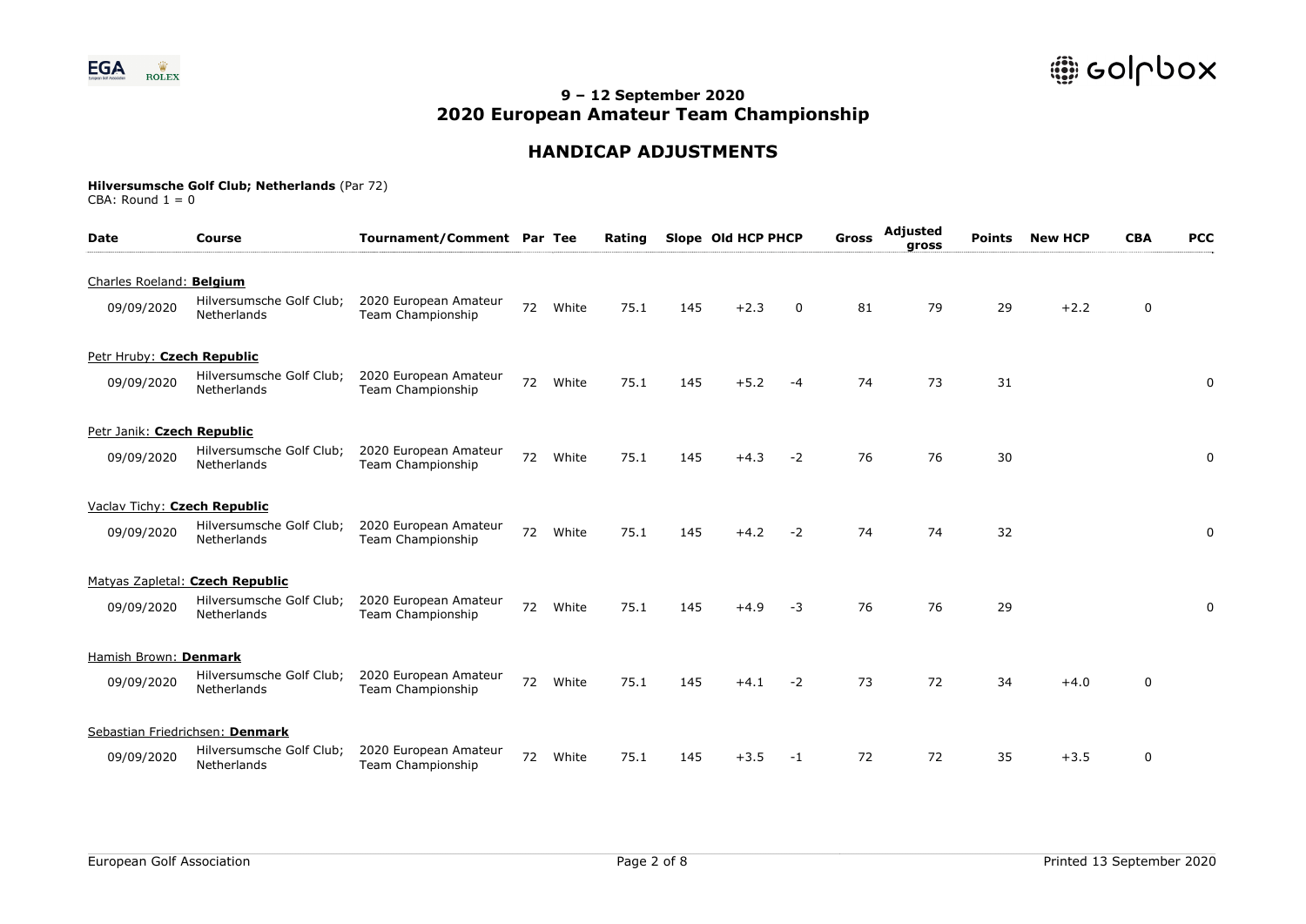## 9 – 12 September 2020
## 2020 European Amateur Team Championship

# HANDICAP ADJUSTMENTS

**Hilversumsche Golf Club; Netherlands** (Par 72)
CBA: Round 1 = 0

| Date | Course | Tournament/Comment | Par | Tee | Rating | Slope | Old HCP | PHCP | Gross | Adjusted gross | Points | New HCP | CBA | PCC |
|---|---|---|---|---|---|---|---|---|---|---|---|---|---|---|
| Charles Roeland: **Belgium** | | | | | | | | | | | | | | |
| 09/09/2020 | Hilversumsche Golf Club; Netherlands | 2020 European Amateur Team Championship | 72 | White | 75.1 | 145 | +2.3 | 0 | 81 | 79 | 29 | +2.2 | 0 | |
| Petr Hruby: **Czech Republic** | | | | | | | | | | | | | | |
| 09/09/2020 | Hilversumsche Golf Club; Netherlands | 2020 European Amateur Team Championship | 72 | White | 75.1 | 145 | +5.2 | -4 | 74 | 73 | 31 | | | 0 |
| Petr Janik: **Czech Republic** | | | | | | | | | | | | | | |
| 09/09/2020 | Hilversumsche Golf Club; Netherlands | 2020 European Amateur Team Championship | 72 | White | 75.1 | 145 | +4.3 | -2 | 76 | 76 | 30 | | | 0 |
| Vaclav Tichy: **Czech Republic** | | | | | | | | | | | | | | |
| 09/09/2020 | Hilversumsche Golf Club; Netherlands | 2020 European Amateur Team Championship | 72 | White | 75.1 | 145 | +4.2 | -2 | 74 | 74 | 32 | | | 0 |
| Matyas Zapletal: **Czech Republic** | | | | | | | | | | | | | | |
| 09/09/2020 | Hilversumsche Golf Club; Netherlands | 2020 European Amateur Team Championship | 72 | White | 75.1 | 145 | +4.9 | -3 | 76 | 76 | 29 | | | 0 |
| Hamish Brown: **Denmark** | | | | | | | | | | | | | | |
| 09/09/2020 | Hilversumsche Golf Club; Netherlands | 2020 European Amateur Team Championship | 72 | White | 75.1 | 145 | +4.1 | -2 | 73 | 72 | 34 | +4.0 | 0 | |
| Sebastian Friedrichsen: **Denmark** | | | | | | | | | | | | | | |
| 09/09/2020 | Hilversumsche Golf Club; Netherlands | 2020 European Amateur Team Championship | 72 | White | 75.1 | 145 | +3.5 | -1 | 72 | 72 | 35 | +3.5 | 0 | |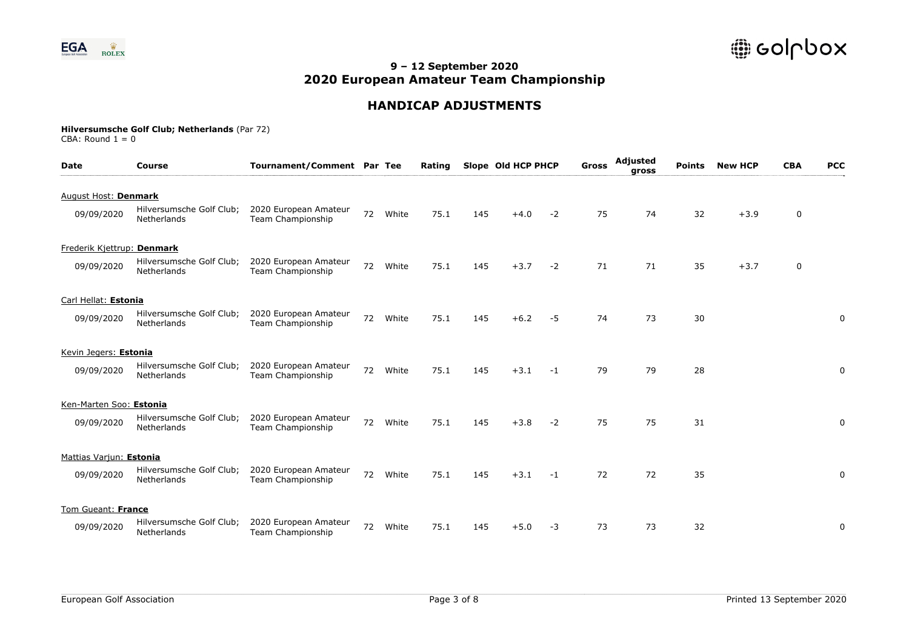## 9 – 12 September 2020
## 2020 European Amateur Team Championship

## HANDICAP ADJUSTMENTS

**Hilversumsche Golf Club; Netherlands** (Par 72)
CBA: Round 1 = 0

| Date | Course | Tournament/Comment | Par | Tee | Rating | Slope | Old HCP | PHCP | Gross | Adjusted gross | Points | New HCP | CBA | PCC |
|---|---|---|---|---|---|---|---|---|---|---|---|---|---|---|
| August Host: **Denmark** | | | | | | | | | | | | | | |
| 09/09/2020 | Hilversumsche Golf Club; Netherlands | 2020 European Amateur Team Championship | 72 | White | 75.1 | 145 | +4.0 | -2 | 75 | 74 | 32 | +3.9 | 0 | |
| Frederik Kjettrup: **Denmark** | | | | | | | | | | | | | | |
| 09/09/2020 | Hilversumsche Golf Club; Netherlands | 2020 European Amateur Team Championship | 72 | White | 75.1 | 145 | +3.7 | -2 | 71 | 71 | 35 | +3.7 | 0 | |
| Carl Hellat: **Estonia** | | | | | | | | | | | | | | |
| 09/09/2020 | Hilversumsche Golf Club; Netherlands | 2020 European Amateur Team Championship | 72 | White | 75.1 | 145 | +6.2 | -5 | 74 | 73 | 30 | | | 0 |
| Kevin Jegers: **Estonia** | | | | | | | | | | | | | | |
| 09/09/2020 | Hilversumsche Golf Club; Netherlands | 2020 European Amateur Team Championship | 72 | White | 75.1 | 145 | +3.1 | -1 | 79 | 79 | 28 | | | 0 |
| Ken-Marten Soo: **Estonia** | | | | | | | | | | | | | | |
| 09/09/2020 | Hilversumsche Golf Club; Netherlands | 2020 European Amateur Team Championship | 72 | White | 75.1 | 145 | +3.8 | -2 | 75 | 75 | 31 | | | 0 |
| Mattias Varjun: **Estonia** | | | | | | | | | | | | | | |
| 09/09/2020 | Hilversumsche Golf Club; Netherlands | 2020 European Amateur Team Championship | 72 | White | 75.1 | 145 | +3.1 | -1 | 72 | 72 | 35 | | | 0 |
| Tom Gueant: **France** | | | | | | | | | | | | | | |
| 09/09/2020 | Hilversumsche Golf Club; Netherlands | 2020 European Amateur Team Championship | 72 | White | 75.1 | 145 | +5.0 | -3 | 73 | 73 | 32 | | | 0 |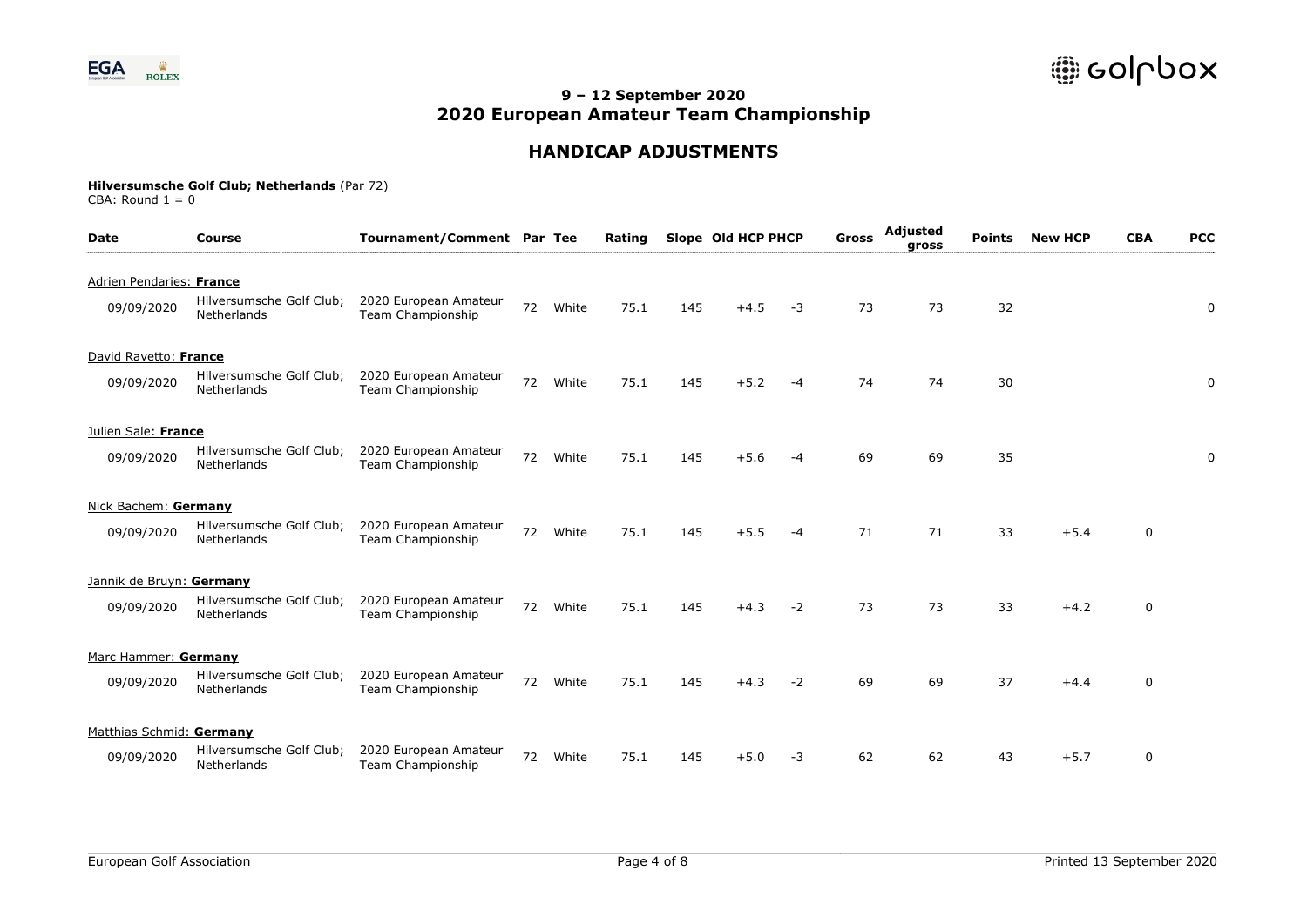## 9 – 12 September 2020
## 2020 European Amateur Team Championship

## HANDICAP ADJUSTMENTS

**Hilversumsche Golf Club; Netherlands** (Par 72)
CBA: Round 1 = 0

| Date | Course | Tournament/Comment | Par | Tee | Rating | Slope | Old HCP | PHCP | Gross | Adjusted gross | Points | New HCP | CBA | PCC |
|---|---|---|---|---|---|---|---|---|---|---|---|---|---|---|
| Adrien Pendaries: **France** | | | | | | | | | | | | | | |
| 09/09/2020 | Hilversumsche Golf Club; Netherlands | 2020 European Amateur Team Championship | 72 | White | 75.1 | 145 | +4.5 | -3 | 73 | 73 | 32 | | | 0 |
| David Ravetto: **France** | | | | | | | | | | | | | | |
| 09/09/2020 | Hilversumsche Golf Club; Netherlands | 2020 European Amateur Team Championship | 72 | White | 75.1 | 145 | +5.2 | -4 | 74 | 74 | 30 | | | 0 |
| Julien Sale: **France** | | | | | | | | | | | | | | |
| 09/09/2020 | Hilversumsche Golf Club; Netherlands | 2020 European Amateur Team Championship | 72 | White | 75.1 | 145 | +5.6 | -4 | 69 | 69 | 35 | | | 0 |
| Nick Bachem: **Germany** | | | | | | | | | | | | | | |
| 09/09/2020 | Hilversumsche Golf Club; Netherlands | 2020 European Amateur Team Championship | 72 | White | 75.1 | 145 | +5.5 | -4 | 71 | 71 | 33 | +5.4 | 0 | |
| Jannik de Bruyn: **Germany** | | | | | | | | | | | | | | |
| 09/09/2020 | Hilversumsche Golf Club; Netherlands | 2020 European Amateur Team Championship | 72 | White | 75.1 | 145 | +4.3 | -2 | 73 | 73 | 33 | +4.2 | 0 | |
| Marc Hammer: **Germany** | | | | | | | | | | | | | | |
| 09/09/2020 | Hilversumsche Golf Club; Netherlands | 2020 European Amateur Team Championship | 72 | White | 75.1 | 145 | +4.3 | -2 | 69 | 69 | 37 | +4.4 | 0 | |
| Matthias Schmid: **Germany** | | | | | | | | | | | | | | |
| 09/09/2020 | Hilversumsche Golf Club; Netherlands | 2020 European Amateur Team Championship | 72 | White | 75.1 | 145 | +5.0 | -3 | 62 | 62 | 43 | +5.7 | 0 | |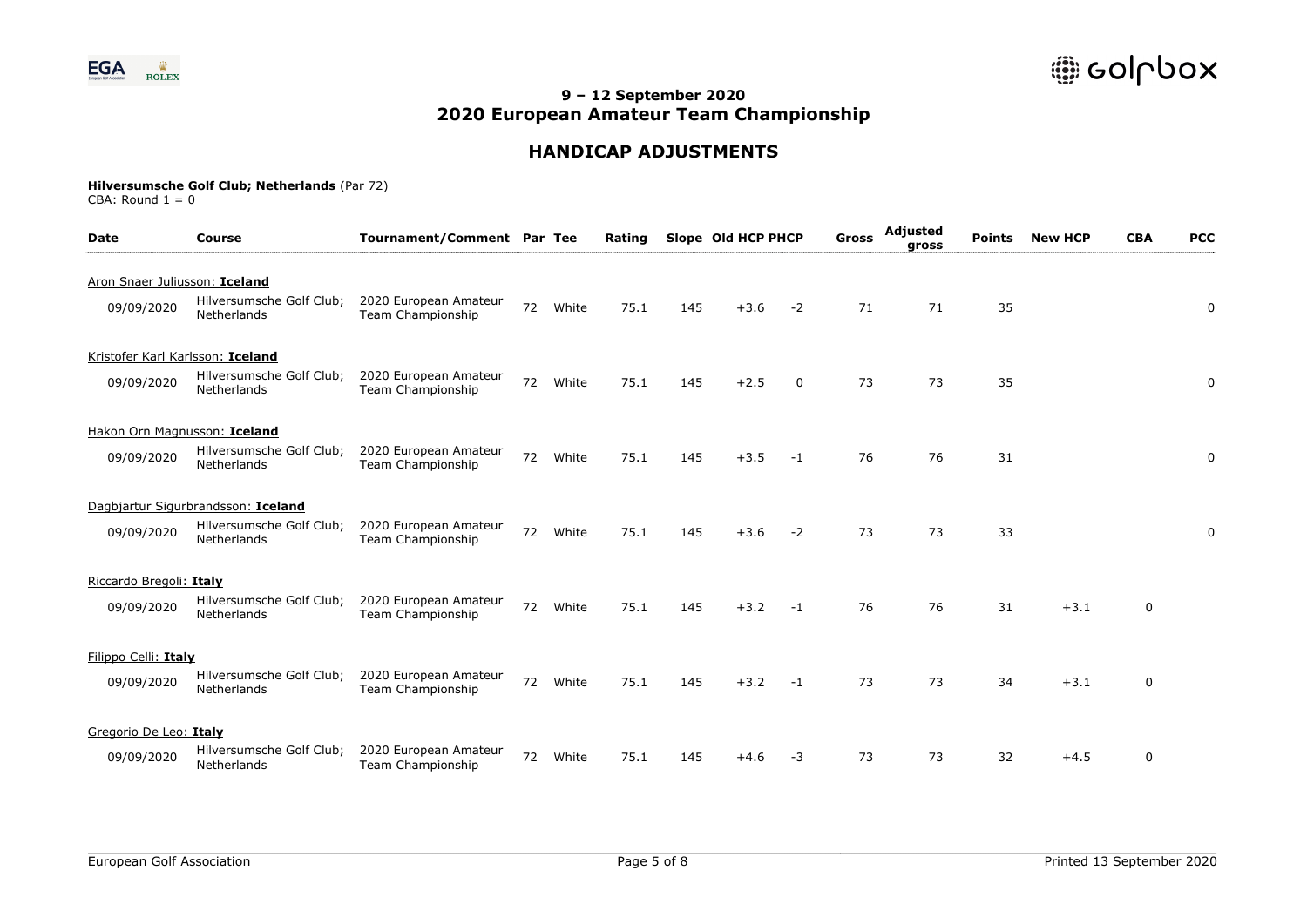## 9 – 12 September 2020
## 2020 European Amateur Team Championship

# HANDICAP ADJUSTMENTS

**Hilversumsche Golf Club; Netherlands** (Par 72)
CBA: Round 1 = 0

| Date | Course | Tournament/Comment | Par | Tee | Rating | Slope | Old HCP | PHCP | Gross | Adjusted gross | Points | New HCP | CBA | PCC |
|---|---|---|---|---|---|---|---|---|---|---|---|---|---|---|
| Aron Snaer Juliusson: **Iceland** | | | | | | | | | | | | | | |
| 09/09/2020 | Hilversumsche Golf Club; Netherlands | 2020 European Amateur Team Championship | 72 | White | 75.1 | 145 | +3.6 | -2 | 71 | 71 | 35 | | | 0 |
| Kristofer Karl Karlsson: **Iceland** | | | | | | | | | | | | | | |
| 09/09/2020 | Hilversumsche Golf Club; Netherlands | 2020 European Amateur Team Championship | 72 | White | 75.1 | 145 | +2.5 | 0 | 73 | 73 | 35 | | | 0 |
| Hakon Orn Magnusson: **Iceland** | | | | | | | | | | | | | | |
| 09/09/2020 | Hilversumsche Golf Club; Netherlands | 2020 European Amateur Team Championship | 72 | White | 75.1 | 145 | +3.5 | -1 | 76 | 76 | 31 | | | 0 |
| Dagbjartur Sigurbrandsson: **Iceland** | | | | | | | | | | | | | | |
| 09/09/2020 | Hilversumsche Golf Club; Netherlands | 2020 European Amateur Team Championship | 72 | White | 75.1 | 145 | +3.6 | -2 | 73 | 73 | 33 | | | 0 |
| Riccardo Bregoli: **Italy** | | | | | | | | | | | | | | |
| 09/09/2020 | Hilversumsche Golf Club; Netherlands | 2020 European Amateur Team Championship | 72 | White | 75.1 | 145 | +3.2 | -1 | 76 | 76 | 31 | +3.1 | 0 | |
| Filippo Celli: **Italy** | | | | | | | | | | | | | | |
| 09/09/2020 | Hilversumsche Golf Club; Netherlands | 2020 European Amateur Team Championship | 72 | White | 75.1 | 145 | +3.2 | -1 | 73 | 73 | 34 | +3.1 | 0 | |
| Gregorio De Leo: **Italy** | | | | | | | | | | | | | | |
| 09/09/2020 | Hilversumsche Golf Club; Netherlands | 2020 European Amateur Team Championship | 72 | White | 75.1 | 145 | +4.6 | -3 | 73 | 73 | 32 | +4.5 | 0 | |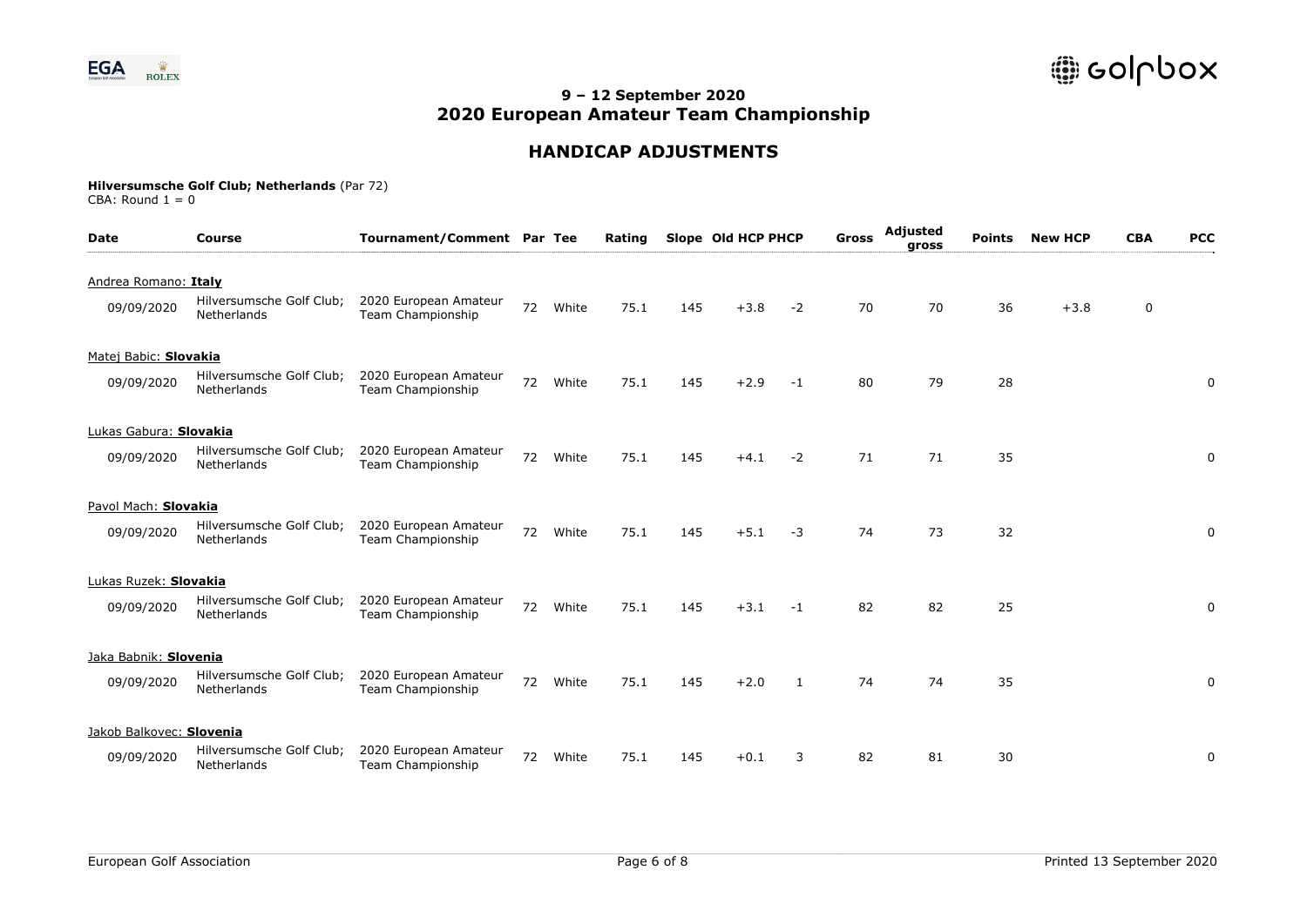## 9 – 12 September 2020
## 2020 European Amateur Team Championship

# HANDICAP ADJUSTMENTS

**Hilversumsche Golf Club; Netherlands** (Par 72)
CBA: Round 1 = 0

| Date | Course | Tournament/Comment | Par | Tee | Rating | Slope | Old HCP | PHCP | Gross | Adjusted gross | Points | New HCP | CBA | PCC |
|---|---|---|---|---|---|---|---|---|---|---|---|---|---|---|
| Andrea Romano: **Italy** | | | | | | | | | | | | | | |
| 09/09/2020 | Hilversumsche Golf Club; Netherlands | 2020 European Amateur Team Championship | 72 | White | 75.1 | 145 | +3.8 | -2 | 70 | 70 | 36 | +3.8 | 0 | |
| Matej Babic: **Slovakia** | | | | | | | | | | | | | | |
| 09/09/2020 | Hilversumsche Golf Club; Netherlands | 2020 European Amateur Team Championship | 72 | White | 75.1 | 145 | +2.9 | -1 | 80 | 79 | 28 | | | 0 |
| Lukas Gabura: **Slovakia** | | | | | | | | | | | | | | |
| 09/09/2020 | Hilversumsche Golf Club; Netherlands | 2020 European Amateur Team Championship | 72 | White | 75.1 | 145 | +4.1 | -2 | 71 | 71 | 35 | | | 0 |
| Pavol Mach: **Slovakia** | | | | | | | | | | | | | | |
| 09/09/2020 | Hilversumsche Golf Club; Netherlands | 2020 European Amateur Team Championship | 72 | White | 75.1 | 145 | +5.1 | -3 | 74 | 73 | 32 | | | 0 |
| Lukas Ruzek: **Slovakia** | | | | | | | | | | | | | | |
| 09/09/2020 | Hilversumsche Golf Club; Netherlands | 2020 European Amateur Team Championship | 72 | White | 75.1 | 145 | +3.1 | -1 | 82 | 82 | 25 | | | 0 |
| Jaka Babnik: **Slovenia** | | | | | | | | | | | | | | |
| 09/09/2020 | Hilversumsche Golf Club; Netherlands | 2020 European Amateur Team Championship | 72 | White | 75.1 | 145 | +2.0 | 1 | 74 | 74 | 35 | | | 0 |
| Jakob Balkovec: **Slovenia** | | | | | | | | | | | | | | |
| 09/09/2020 | Hilversumsche Golf Club; Netherlands | 2020 European Amateur Team Championship | 72 | White | 75.1 | 145 | +0.1 | 3 | 82 | 81 | 30 | | | 0 |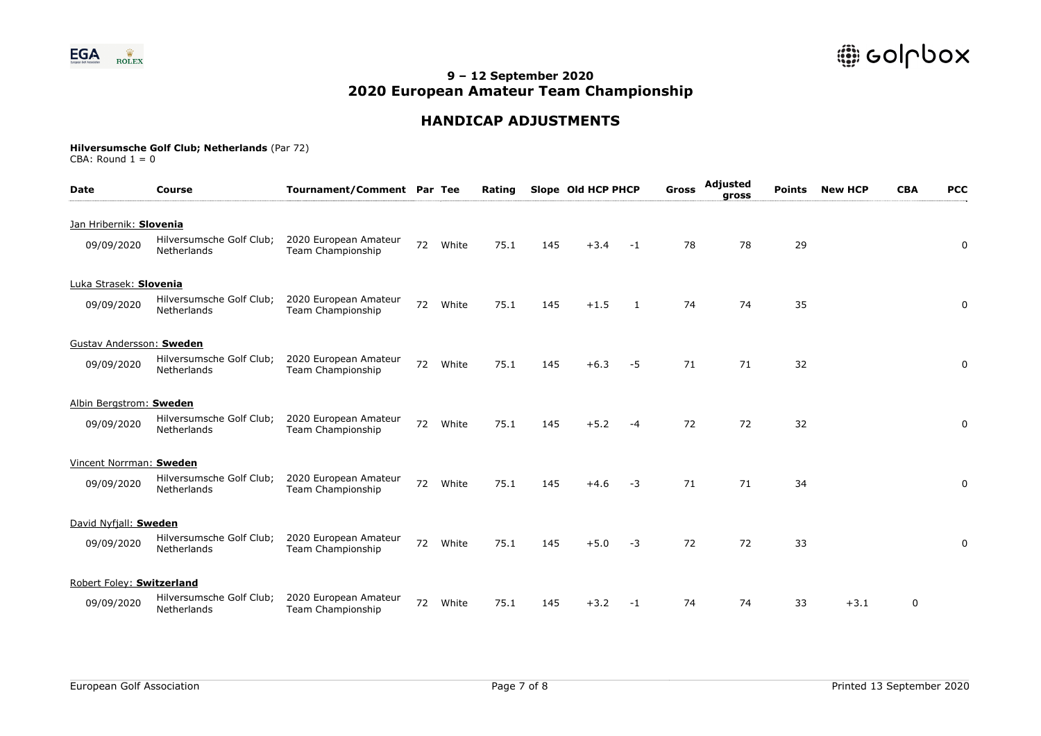## 9 – 12 September 2020
## 2020 European Amateur Team Championship

# HANDICAP ADJUSTMENTS

**Hilversumsche Golf Club; Netherlands** (Par 72)
CBA: Round 1 = 0

| Date | Course | Tournament/Comment | Par | Tee | Rating | Slope | Old HCP | PHCP | Gross | Adjusted gross | Points | New HCP | CBA | PCC |
|---|---|---|---|---|---|---|---|---|---|---|---|---|---|---|
| Jan Hribernik: **Slovenia** | | | | | | | | | | | | | | |
| 09/09/2020 | Hilversumsche Golf Club; Netherlands | 2020 European Amateur Team Championship | 72 | White | 75.1 | 145 | +3.4 | -1 | 78 | 78 | 29 | | | 0 |
| Luka Strasek: **Slovenia** | | | | | | | | | | | | | | |
| 09/09/2020 | Hilversumsche Golf Club; Netherlands | 2020 European Amateur Team Championship | 72 | White | 75.1 | 145 | +1.5 | 1 | 74 | 74 | 35 | | | 0 |
| Gustav Andersson: **Sweden** | | | | | | | | | | | | | | |
| 09/09/2020 | Hilversumsche Golf Club; Netherlands | 2020 European Amateur Team Championship | 72 | White | 75.1 | 145 | +6.3 | -5 | 71 | 71 | 32 | | | 0 |
| Albin Bergstrom: **Sweden** | | | | | | | | | | | | | | |
| 09/09/2020 | Hilversumsche Golf Club; Netherlands | 2020 European Amateur Team Championship | 72 | White | 75.1 | 145 | +5.2 | -4 | 72 | 72 | 32 | | | 0 |
| Vincent Norrman: **Sweden** | | | | | | | | | | | | | | |
| 09/09/2020 | Hilversumsche Golf Club; Netherlands | 2020 European Amateur Team Championship | 72 | White | 75.1 | 145 | +4.6 | -3 | 71 | 71 | 34 | | | 0 |
| David Nyfjall: **Sweden** | | | | | | | | | | | | | | |
| 09/09/2020 | Hilversumsche Golf Club; Netherlands | 2020 European Amateur Team Championship | 72 | White | 75.1 | 145 | +5.0 | -3 | 72 | 72 | 33 | | | 0 |
| Robert Foley: **Switzerland** | | | | | | | | | | | | | | |
| 09/09/2020 | Hilversumsche Golf Club; Netherlands | 2020 European Amateur Team Championship | 72 | White | 75.1 | 145 | +3.2 | -1 | 74 | 74 | 33 | +3.1 | 0 | |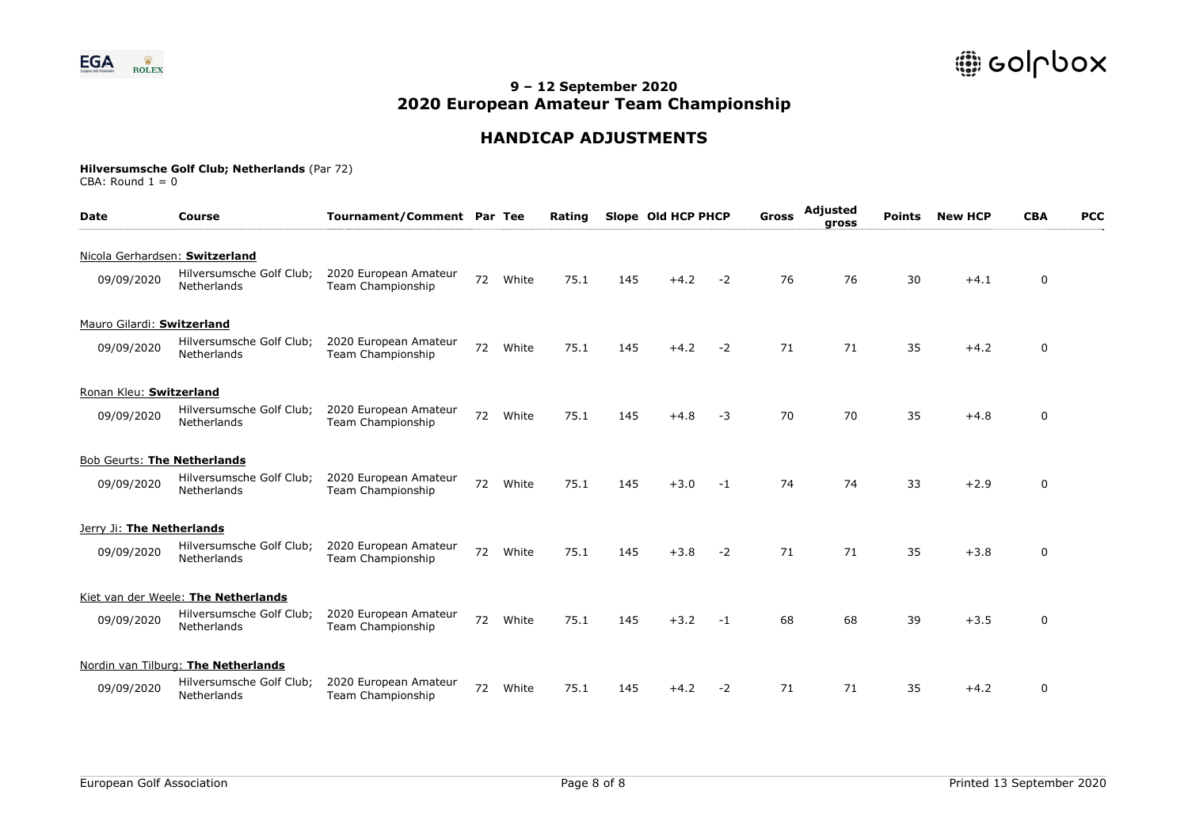**9 – 12 September 2020**
**2020 European Amateur Team Championship**

## HANDICAP ADJUSTMENTS

**Hilversumsche Golf Club; Netherlands** (Par 72)
CBA: Round 1 = 0

| Date | Course | Tournament/Comment | Par | Tee | Rating | Slope | Old HCP | PHCP | Gross | Adjusted gross | Points | New HCP | CBA | PCC |
|---|---|---|---|---|---|---|---|---|---|---|---|---|---|---|
| Nicola Gerhardsen: **Switzerland** | | | | | | | | | | | | | | |
| 09/09/2020 | Hilversumsche Golf Club; Netherlands | 2020 European Amateur Team Championship | 72 | White | 75.1 | 145 | +4.2 | -2 | 76 | 76 | 30 | +4.1 | 0 | |
| Mauro Gilardi: **Switzerland** | | | | | | | | | | | | | | |
| 09/09/2020 | Hilversumsche Golf Club; Netherlands | 2020 European Amateur Team Championship | 72 | White | 75.1 | 145 | +4.2 | -2 | 71 | 71 | 35 | +4.2 | 0 | |
| Ronan Kleu: **Switzerland** | | | | | | | | | | | | | | |
| 09/09/2020 | Hilversumsche Golf Club; Netherlands | 2020 European Amateur Team Championship | 72 | White | 75.1 | 145 | +4.8 | -3 | 70 | 70 | 35 | +4.8 | 0 | |
| Bob Geurts: **The Netherlands** | | | | | | | | | | | | | | |
| 09/09/2020 | Hilversumsche Golf Club; Netherlands | 2020 European Amateur Team Championship | 72 | White | 75.1 | 145 | +3.0 | -1 | 74 | 74 | 33 | +2.9 | 0 | |
| Jerry Ji: **The Netherlands** | | | | | | | | | | | | | | |
| 09/09/2020 | Hilversumsche Golf Club; Netherlands | 2020 European Amateur Team Championship | 72 | White | 75.1 | 145 | +3.8 | -2 | 71 | 71 | 35 | +3.8 | 0 | |
| Kiet van der Weele: **The Netherlands** | | | | | | | | | | | | | | |
| 09/09/2020 | Hilversumsche Golf Club; Netherlands | 2020 European Amateur Team Championship | 72 | White | 75.1 | 145 | +3.2 | -1 | 68 | 68 | 39 | +3.5 | 0 | |
| Nordin van Tilburg: **The Netherlands** | | | | | | | | | | | | | | |
| 09/09/2020 | Hilversumsche Golf Club; Netherlands | 2020 European Amateur Team Championship | 72 | White | 75.1 | 145 | +4.2 | -2 | 71 | 71 | 35 | +4.2 | 0 | |